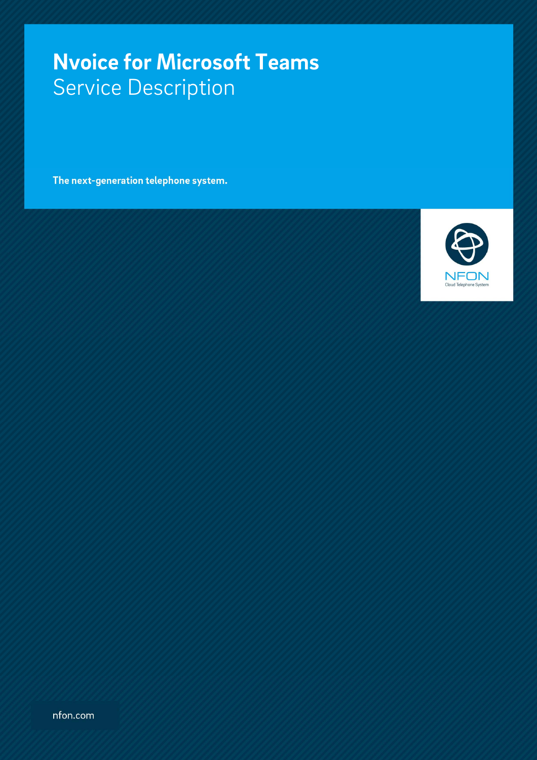# Nvoice for Microsoft Teams

## Service Description

**The next-generation telephone system.**

NFON
Cloud Telephone System

nfon.com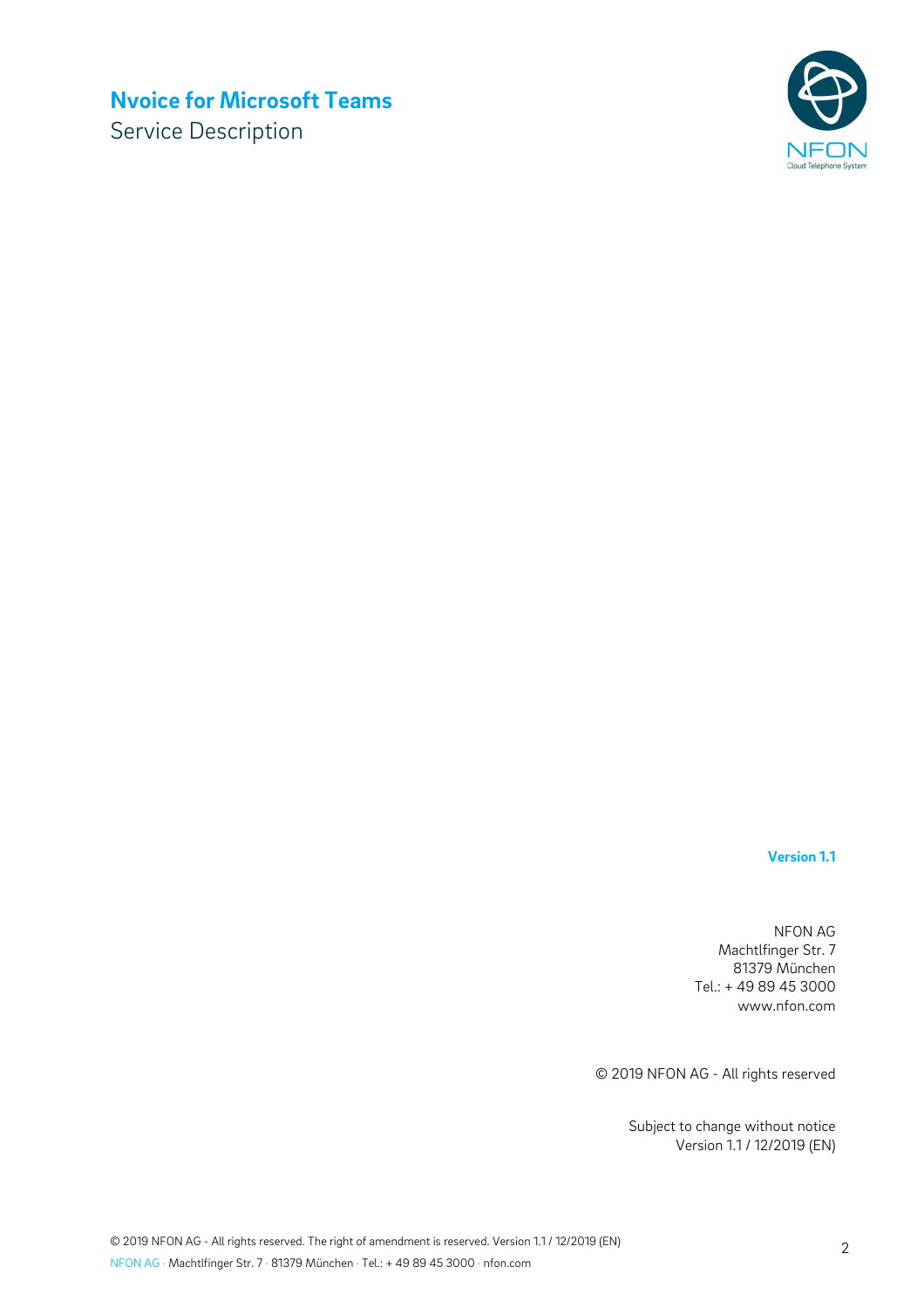# Nvoice for Microsoft Teams

Service Description

**Version 1.1**

NFON AG
Machtlfinger Str. 7
81379 München
Tel.: + 49 89 45 3000
www.nfon.com

© 2019 NFON AG - All rights reserved

Subject to change without notice
Version 1.1 / 12/2019 (EN)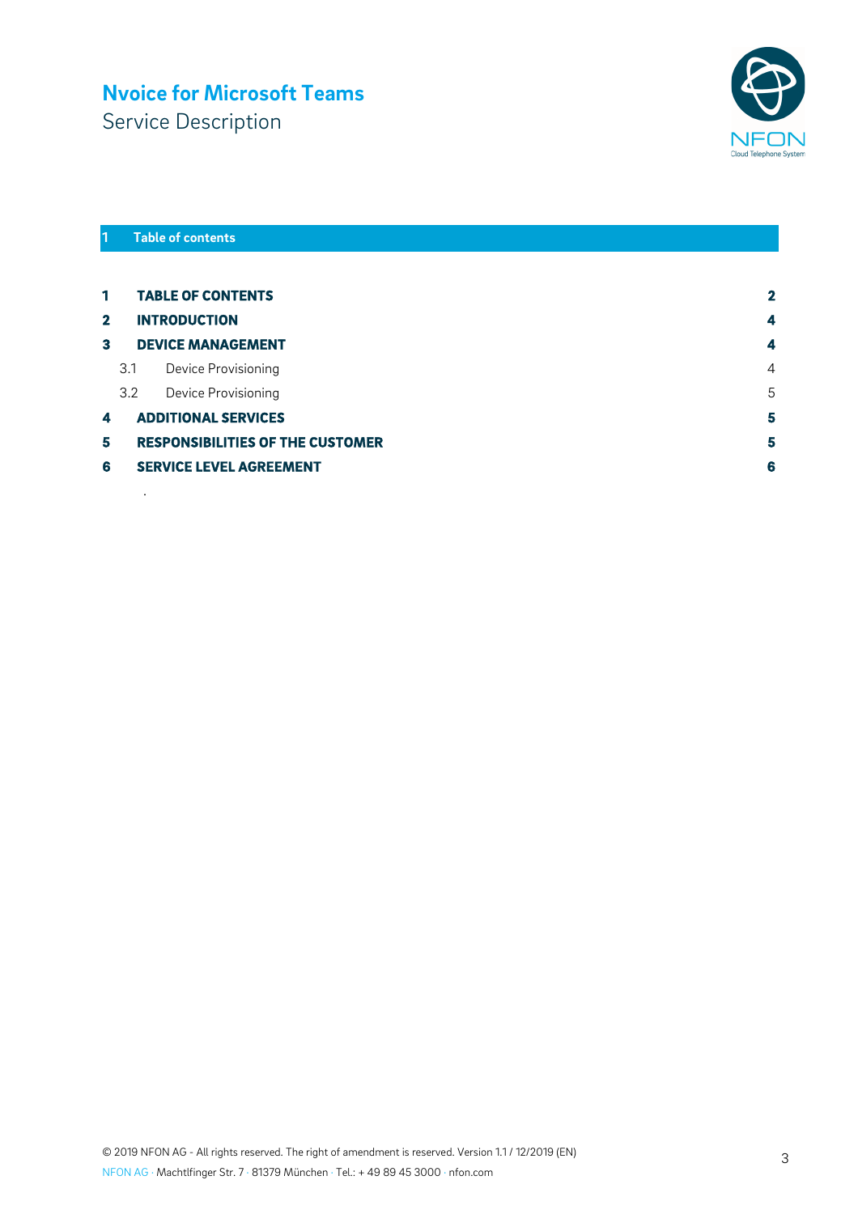# Nvoice for Microsoft Teams

Service Description

## 1 Table of contents

| | | |
|---|---|---|
| **1** | **TABLE OF CONTENTS** | **2** |
| **2** | **INTRODUCTION** | **4** |
| **3** | **DEVICE MANAGEMENT** | **4** |
| 3.1 | Device Provisioning | 4 |
| 3.2 | Device Provisioning | 5 |
| **4** | **ADDITIONAL SERVICES** | **5** |
| **5** | **RESPONSIBILITIES OF THE CUSTOMER** | **5** |
| **6** | **SERVICE LEVEL AGREEMENT** | **6** |

.

© 2019 NFON AG - All rights reserved. The right of amendment is reserved. Version 1.1 / 12/2019 (EN)

NFON AG · Machtlfinger Str. 7 · 81379 München · Tel.: + 49 89 45 3000 · nfon.com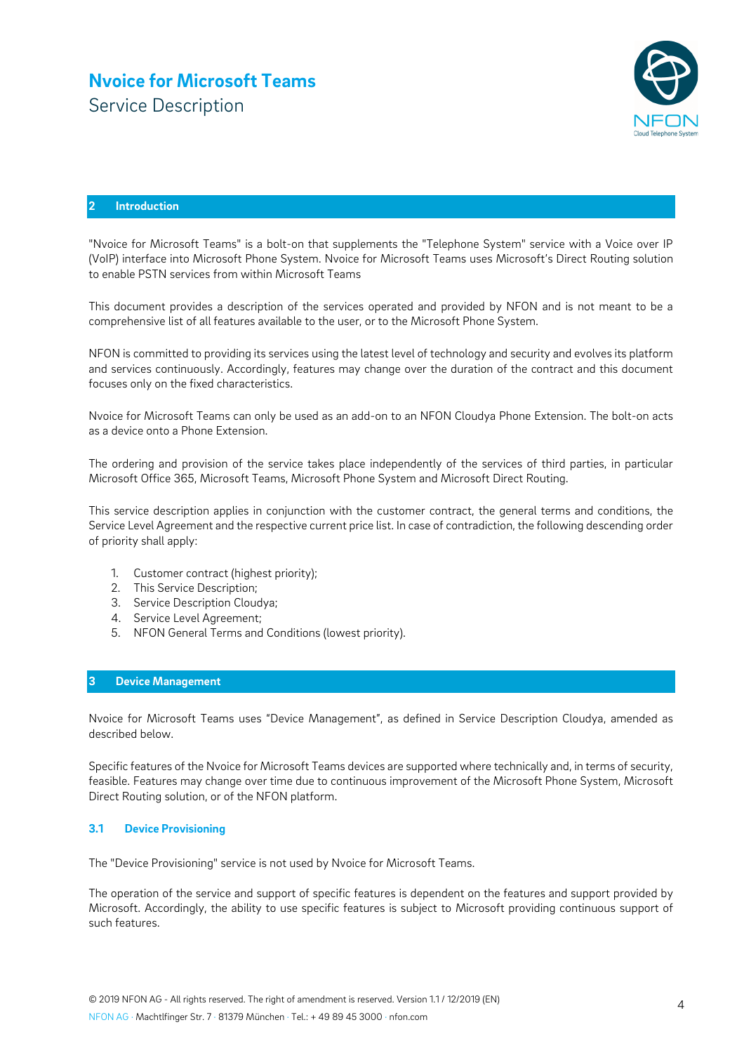## 2 Introduction

"Nvoice for Microsoft Teams" is a bolt-on that supplements the "Telephone System" service with a Voice over IP (VoIP) interface into Microsoft Phone System. Nvoice for Microsoft Teams uses Microsoft's Direct Routing solution to enable PSTN services from within Microsoft Teams

This document provides a description of the services operated and provided by NFON and is not meant to be a comprehensive list of all features available to the user, or to the Microsoft Phone System.

NFON is committed to providing its services using the latest level of technology and security and evolves its platform and services continuously. Accordingly, features may change over the duration of the contract and this document focuses only on the fixed characteristics.

Nvoice for Microsoft Teams can only be used as an add-on to an NFON Cloudya Phone Extension. The bolt-on acts as a device onto a Phone Extension.

The ordering and provision of the service takes place independently of the services of third parties, in particular Microsoft Office 365, Microsoft Teams, Microsoft Phone System and Microsoft Direct Routing.

This service description applies in conjunction with the customer contract, the general terms and conditions, the Service Level Agreement and the respective current price list. In case of contradiction, the following descending order of priority shall apply:

1. Customer contract (highest priority);
2. This Service Description;
3. Service Description Cloudya;
4. Service Level Agreement;
5. NFON General Terms and Conditions (lowest priority).

## 3 Device Management

Nvoice for Microsoft Teams uses "Device Management", as defined in Service Description Cloudya, amended as described below.

Specific features of the Nvoice for Microsoft Teams devices are supported where technically and, in terms of security, feasible. Features may change over time due to continuous improvement of the Microsoft Phone System, Microsoft Direct Routing solution, or of the NFON platform.

### 3.1 Device Provisioning

The "Device Provisioning" service is not used by Nvoice for Microsoft Teams.

The operation of the service and support of specific features is dependent on the features and support provided by Microsoft. Accordingly, the ability to use specific features is subject to Microsoft providing continuous support of such features.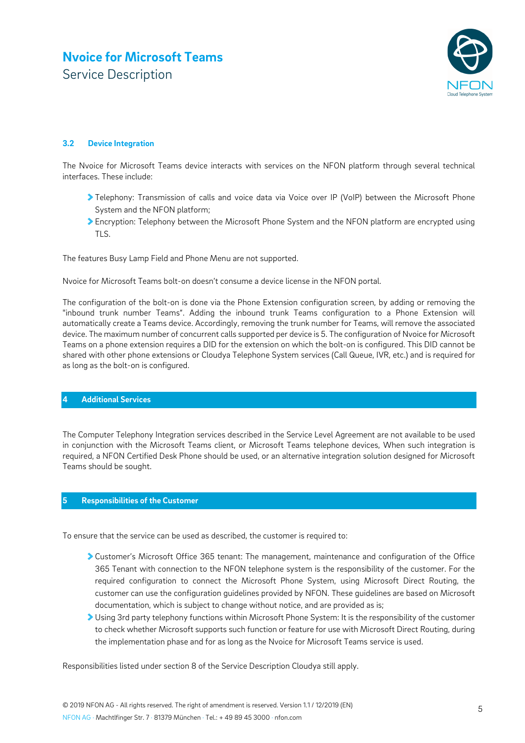### 3.2 Device Integration

The Nvoice for Microsoft Teams device interacts with services on the NFON platform through several technical interfaces. These include:

- Telephony: Transmission of calls and voice data via Voice over IP (VoIP) between the Microsoft Phone System and the NFON platform;
- Encryption: Telephony between the Microsoft Phone System and the NFON platform are encrypted using TLS.

The features Busy Lamp Field and Phone Menu are not supported.

Nvoice for Microsoft Teams bolt-on doesn't consume a device license in the NFON portal.

The configuration of the bolt-on is done via the Phone Extension configuration screen, by adding or removing the "inbound trunk number Teams". Adding the inbound trunk Teams configuration to a Phone Extension will automatically create a Teams device. Accordingly, removing the trunk number for Teams, will remove the associated device. The maximum number of concurrent calls supported per device is 5. The configuration of Nvoice for Microsoft Teams on a phone extension requires a DID for the extension on which the bolt-on is configured. This DID cannot be shared with other phone extensions or Cloudya Telephone System services (Call Queue, IVR, etc.) and is required for as long as the bolt-on is configured.

## 4 Additional Services

The Computer Telephony Integration services described in the Service Level Agreement are not available to be used in conjunction with the Microsoft Teams client, or Microsoft Teams telephone devices, When such integration is required, a NFON Certified Desk Phone should be used, or an alternative integration solution designed for Microsoft Teams should be sought.

## 5 Responsibilities of the Customer

To ensure that the service can be used as described, the customer is required to:

- Customer's Microsoft Office 365 tenant: The management, maintenance and configuration of the Office 365 Tenant with connection to the NFON telephone system is the responsibility of the customer. For the required configuration to connect the Microsoft Phone System, using Microsoft Direct Routing, the customer can use the configuration guidelines provided by NFON. These guidelines are based on Microsoft documentation, which is subject to change without notice, and are provided as is;
- Using 3rd party telephony functions within Microsoft Phone System: It is the responsibility of the customer to check whether Microsoft supports such function or feature for use with Microsoft Direct Routing, during the implementation phase and for as long as the Nvoice for Microsoft Teams service is used.

Responsibilities listed under section 8 of the Service Description Cloudya still apply.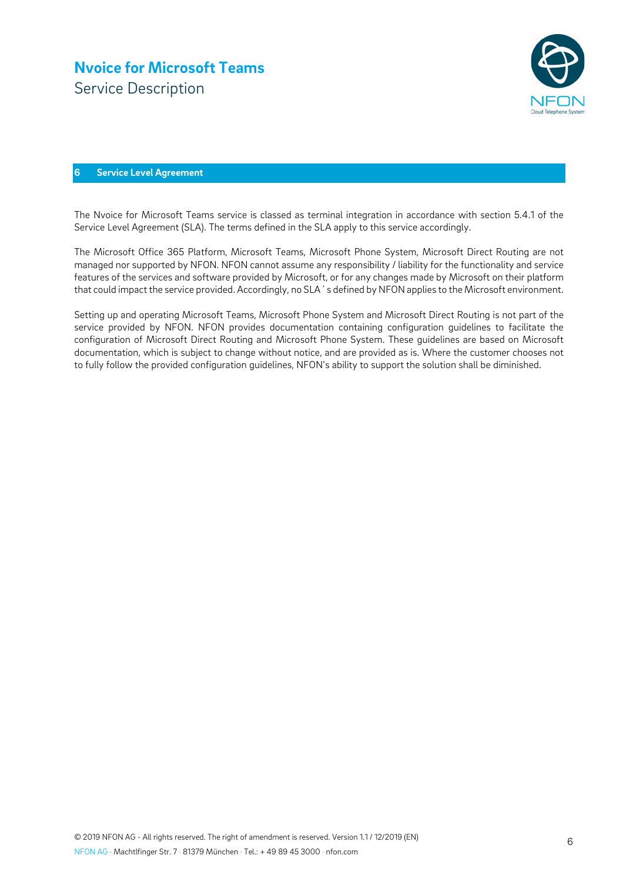## 6 Service Level Agreement

The Nvoice for Microsoft Teams service is classed as terminal integration in accordance with section 5.4.1 of the Service Level Agreement (SLA). The terms defined in the SLA apply to this service accordingly.

The Microsoft Office 365 Platform, Microsoft Teams, Microsoft Phone System, Microsoft Direct Routing are not managed nor supported by NFON. NFON cannot assume any responsibility / liability for the functionality and service features of the services and software provided by Microsoft, or for any changes made by Microsoft on their platform that could impact the service provided. Accordingly, no SLA´s defined by NFON applies to the Microsoft environment.

Setting up and operating Microsoft Teams, Microsoft Phone System and Microsoft Direct Routing is not part of the service provided by NFON. NFON provides documentation containing configuration guidelines to facilitate the configuration of Microsoft Direct Routing and Microsoft Phone System. These guidelines are based on Microsoft documentation, which is subject to change without notice, and are provided as is. Where the customer chooses not to fully follow the provided configuration guidelines, NFON's ability to support the solution shall be diminished.